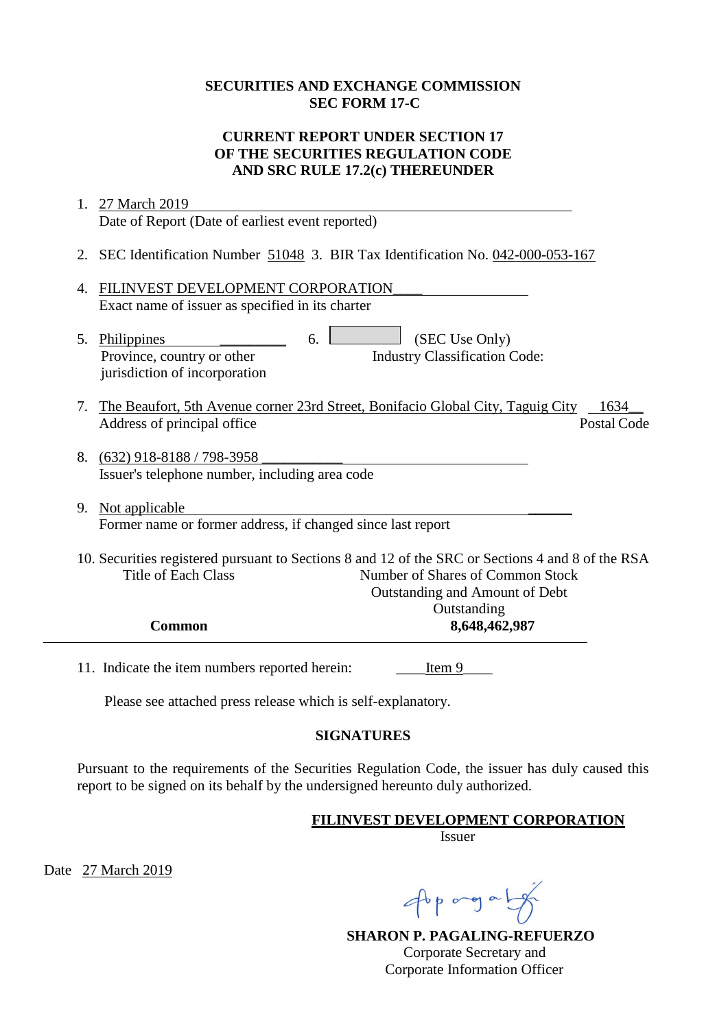**SECURITIES AND EXCHANGE COMMISSION**
**SEC FORM 17-C**

**CURRENT REPORT UNDER SECTION 17**
**OF THE SECURITIES REGULATION CODE**
**AND SRC RULE 17.2(c) THEREUNDER**

1. 27 March 2019
   Date of Report (Date of earliest event reported)

2. SEC Identification Number 51048 3. BIR Tax Identification No. 042-000-053-167

4. FILINVEST DEVELOPMENT CORPORATION
   Exact name of issuer as specified in its charter

5. Philippines
   Province, country or other jurisdiction of incorporation

6. (SEC Use Only)
   Industry Classification Code:

7. The Beaufort, 5th Avenue corner 23rd Street, Bonifacio Global City, Taguig City 1634
   Address of principal office — Postal Code

8. (632) 918-8188 / 798-3958
   Issuer's telephone number, including area code

9. Not applicable
   Former name or former address, if changed since last report

10. Securities registered pursuant to Sections 8 and 12 of the SRC or Sections 4 and 8 of the RSA

| Title of Each Class | Number of Shares of Common Stock Outstanding and Amount of Debt Outstanding |
|---|---|
| **Common** | **8,648,462,987** |

11. Indicate the item numbers reported herein: Item 9

Please see attached press release which is self-explanatory.

**SIGNATURES**

Pursuant to the requirements of the Securities Regulation Code, the issuer has duly caused this report to be signed on its behalf by the undersigned hereunto duly authorized.

**FILINVEST DEVELOPMENT CORPORATION**
Issuer

Date 27 March 2019

**SHARON P. PAGALING-REFUERZO**
Corporate Secretary and
Corporate Information Officer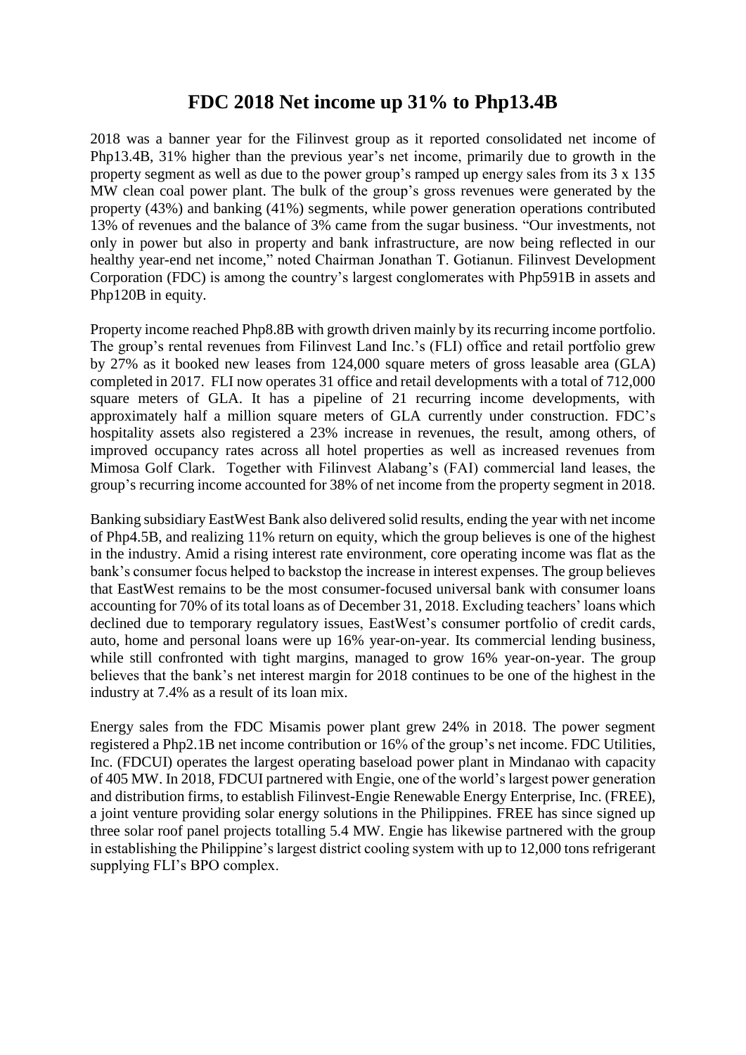# FDC 2018 Net income up 31% to Php13.4B

2018 was a banner year for the Filinvest group as it reported consolidated net income of Php13.4B, 31% higher than the previous year's net income, primarily due to growth in the property segment as well as due to the power group's ramped up energy sales from its 3 x 135 MW clean coal power plant. The bulk of the group's gross revenues were generated by the property (43%) and banking (41%) segments, while power generation operations contributed 13% of revenues and the balance of 3% came from the sugar business. "Our investments, not only in power but also in property and bank infrastructure, are now being reflected in our healthy year-end net income," noted Chairman Jonathan T. Gotianun. Filinvest Development Corporation (FDC) is among the country's largest conglomerates with Php591B in assets and Php120B in equity.

Property income reached Php8.8B with growth driven mainly by its recurring income portfolio. The group's rental revenues from Filinvest Land Inc.'s (FLI) office and retail portfolio grew by 27% as it booked new leases from 124,000 square meters of gross leasable area (GLA) completed in 2017. FLI now operates 31 office and retail developments with a total of 712,000 square meters of GLA. It has a pipeline of 21 recurring income developments, with approximately half a million square meters of GLA currently under construction. FDC's hospitality assets also registered a 23% increase in revenues, the result, among others, of improved occupancy rates across all hotel properties as well as increased revenues from Mimosa Golf Clark. Together with Filinvest Alabang's (FAI) commercial land leases, the group's recurring income accounted for 38% of net income from the property segment in 2018.

Banking subsidiary EastWest Bank also delivered solid results, ending the year with net income of Php4.5B, and realizing 11% return on equity, which the group believes is one of the highest in the industry. Amid a rising interest rate environment, core operating income was flat as the bank's consumer focus helped to backstop the increase in interest expenses. The group believes that EastWest remains to be the most consumer-focused universal bank with consumer loans accounting for 70% of its total loans as of December 31, 2018. Excluding teachers' loans which declined due to temporary regulatory issues, EastWest's consumer portfolio of credit cards, auto, home and personal loans were up 16% year-on-year. Its commercial lending business, while still confronted with tight margins, managed to grow 16% year-on-year. The group believes that the bank's net interest margin for 2018 continues to be one of the highest in the industry at 7.4% as a result of its loan mix.

Energy sales from the FDC Misamis power plant grew 24% in 2018. The power segment registered a Php2.1B net income contribution or 16% of the group's net income. FDC Utilities, Inc. (FDCUI) operates the largest operating baseload power plant in Mindanao with capacity of 405 MW. In 2018, FDCUI partnered with Engie, one of the world's largest power generation and distribution firms, to establish Filinvest-Engie Renewable Energy Enterprise, Inc. (FREE), a joint venture providing solar energy solutions in the Philippines. FREE has since signed up three solar roof panel projects totalling 5.4 MW. Engie has likewise partnered with the group in establishing the Philippine's largest district cooling system with up to 12,000 tons refrigerant supplying FLI's BPO complex.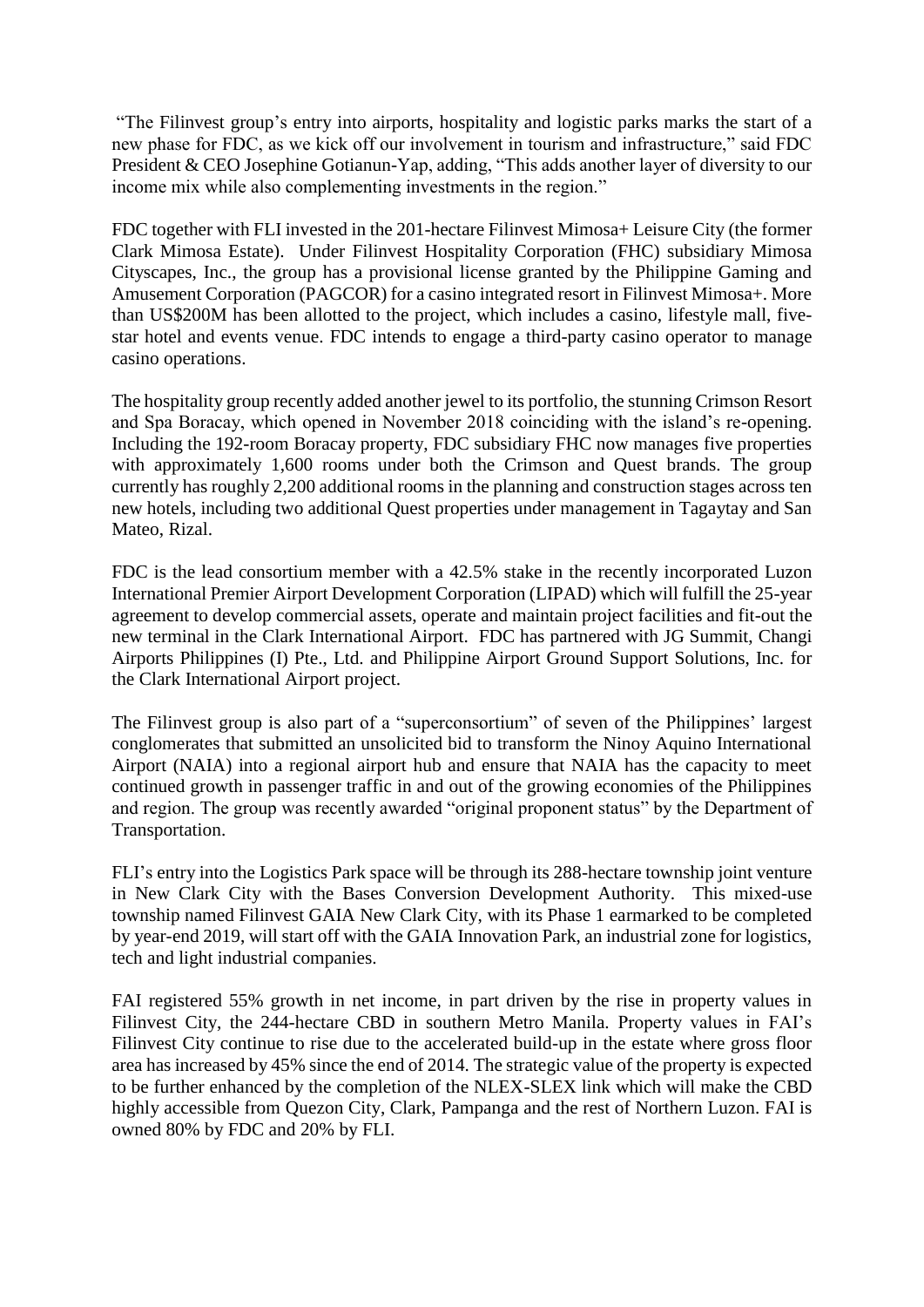"The Filinvest group's entry into airports, hospitality and logistic parks marks the start of a new phase for FDC, as we kick off our involvement in tourism and infrastructure," said FDC President & CEO Josephine Gotianun-Yap, adding, "This adds another layer of diversity to our income mix while also complementing investments in the region."

FDC together with FLI invested in the 201-hectare Filinvest Mimosa+ Leisure City (the former Clark Mimosa Estate). Under Filinvest Hospitality Corporation (FHC) subsidiary Mimosa Cityscapes, Inc., the group has a provisional license granted by the Philippine Gaming and Amusement Corporation (PAGCOR) for a casino integrated resort in Filinvest Mimosa+. More than US$200M has been allotted to the project, which includes a casino, lifestyle mall, five-star hotel and events venue. FDC intends to engage a third-party casino operator to manage casino operations.

The hospitality group recently added another jewel to its portfolio, the stunning Crimson Resort and Spa Boracay, which opened in November 2018 coinciding with the island's re-opening. Including the 192-room Boracay property, FDC subsidiary FHC now manages five properties with approximately 1,600 rooms under both the Crimson and Quest brands. The group currently has roughly 2,200 additional rooms in the planning and construction stages across ten new hotels, including two additional Quest properties under management in Tagaytay and San Mateo, Rizal.

FDC is the lead consortium member with a 42.5% stake in the recently incorporated Luzon International Premier Airport Development Corporation (LIPAD) which will fulfill the 25-year agreement to develop commercial assets, operate and maintain project facilities and fit-out the new terminal in the Clark International Airport. FDC has partnered with JG Summit, Changi Airports Philippines (I) Pte., Ltd. and Philippine Airport Ground Support Solutions, Inc. for the Clark International Airport project.

The Filinvest group is also part of a "superconsortium" of seven of the Philippines' largest conglomerates that submitted an unsolicited bid to transform the Ninoy Aquino International Airport (NAIA) into a regional airport hub and ensure that NAIA has the capacity to meet continued growth in passenger traffic in and out of the growing economies of the Philippines and region. The group was recently awarded "original proponent status" by the Department of Transportation.

FLI's entry into the Logistics Park space will be through its 288-hectare township joint venture in New Clark City with the Bases Conversion Development Authority. This mixed-use township named Filinvest GAIA New Clark City, with its Phase 1 earmarked to be completed by year-end 2019, will start off with the GAIA Innovation Park, an industrial zone for logistics, tech and light industrial companies.

FAI registered 55% growth in net income, in part driven by the rise in property values in Filinvest City, the 244-hectare CBD in southern Metro Manila. Property values in FAI's Filinvest City continue to rise due to the accelerated build-up in the estate where gross floor area has increased by 45% since the end of 2014. The strategic value of the property is expected to be further enhanced by the completion of the NLEX-SLEX link which will make the CBD highly accessible from Quezon City, Clark, Pampanga and the rest of Northern Luzon. FAI is owned 80% by FDC and 20% by FLI.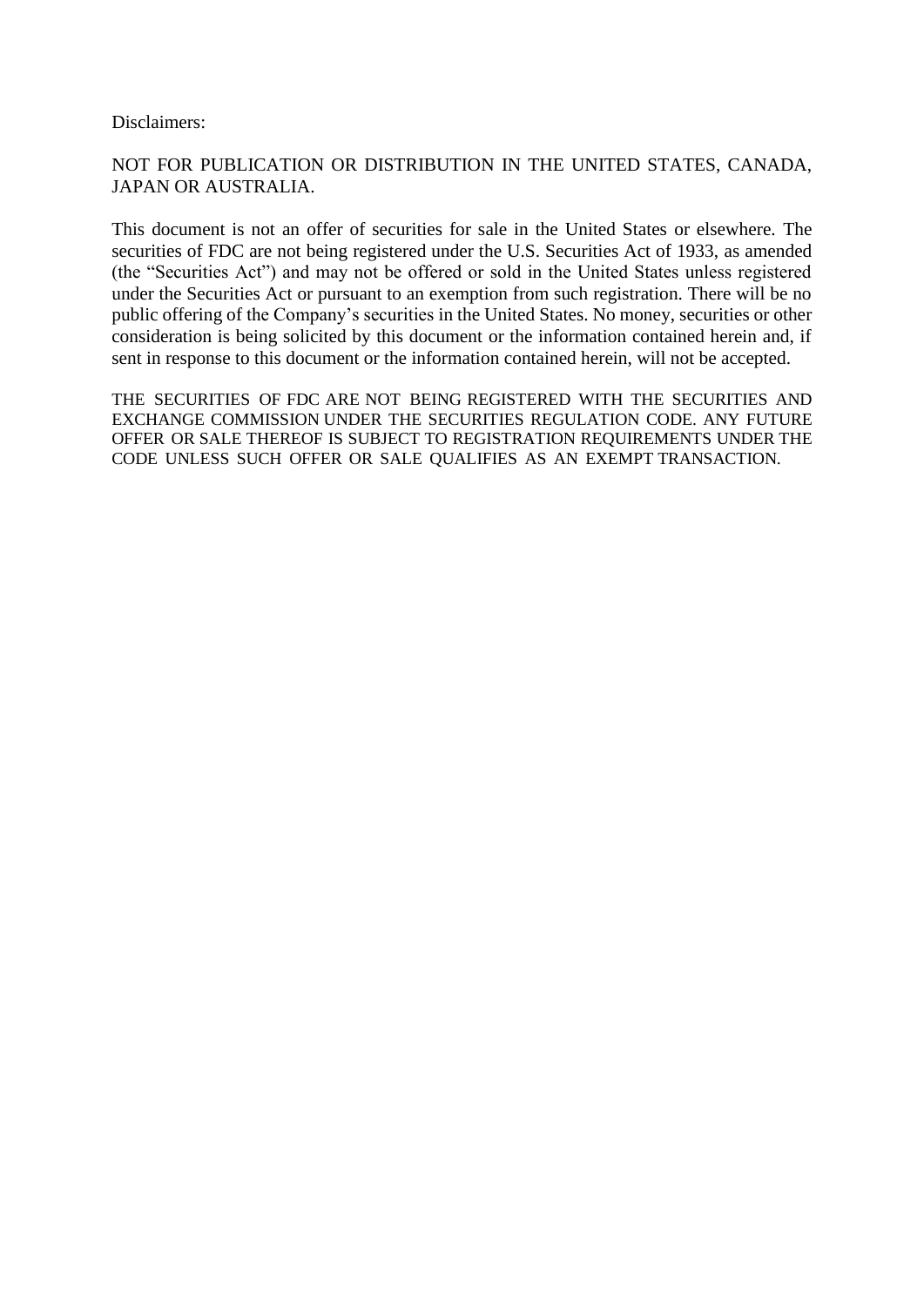Disclaimers:

NOT FOR PUBLICATION OR DISTRIBUTION IN THE UNITED STATES, CANADA, JAPAN OR AUSTRALIA.

This document is not an offer of securities for sale in the United States or elsewhere. The securities of FDC are not being registered under the U.S. Securities Act of 1933, as amended (the "Securities Act") and may not be offered or sold in the United States unless registered under the Securities Act or pursuant to an exemption from such registration. There will be no public offering of the Company's securities in the United States. No money, securities or other consideration is being solicited by this document or the information contained herein and, if sent in response to this document or the information contained herein, will not be accepted.

THE SECURITIES OF FDC ARE NOT BEING REGISTERED WITH THE SECURITIES AND EXCHANGE COMMISSION UNDER THE SECURITIES REGULATION CODE. ANY FUTURE OFFER OR SALE THEREOF IS SUBJECT TO REGISTRATION REQUIREMENTS UNDER THE CODE UNLESS SUCH OFFER OR SALE QUALIFIES AS AN EXEMPT TRANSACTION.